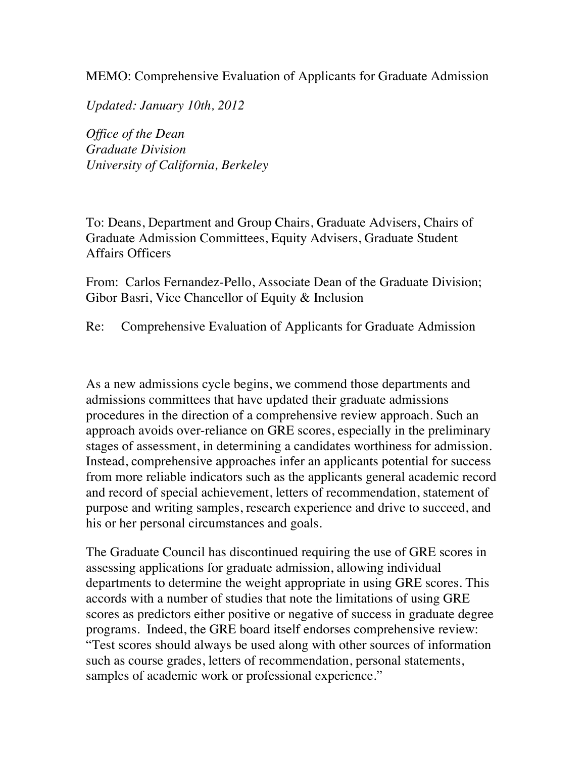MEMO: Comprehensive Evaluation of Applicants for Graduate Admission

*Updated: January 10th, 2012*

*Office of the Dean*
*Graduate Division*
*University of California, Berkeley*

To: Deans, Department and Group Chairs, Graduate Advisers, Chairs of Graduate Admission Committees, Equity Advisers, Graduate Student Affairs Officers

From: Carlos Fernandez-Pello, Associate Dean of the Graduate Division; Gibor Basri, Vice Chancellor of Equity & Inclusion

Re: Comprehensive Evaluation of Applicants for Graduate Admission

As a new admissions cycle begins, we commend those departments and admissions committees that have updated their graduate admissions procedures in the direction of a comprehensive review approach. Such an approach avoids over-reliance on GRE scores, especially in the preliminary stages of assessment, in determining a candidates worthiness for admission. Instead, comprehensive approaches infer an applicants potential for success from more reliable indicators such as the applicants general academic record and record of special achievement, letters of recommendation, statement of purpose and writing samples, research experience and drive to succeed, and his or her personal circumstances and goals.

The Graduate Council has discontinued requiring the use of GRE scores in assessing applications for graduate admission, allowing individual departments to determine the weight appropriate in using GRE scores. This accords with a number of studies that note the limitations of using GRE scores as predictors either positive or negative of success in graduate degree programs. Indeed, the GRE board itself endorses comprehensive review: "Test scores should always be used along with other sources of information such as course grades, letters of recommendation, personal statements, samples of academic work or professional experience."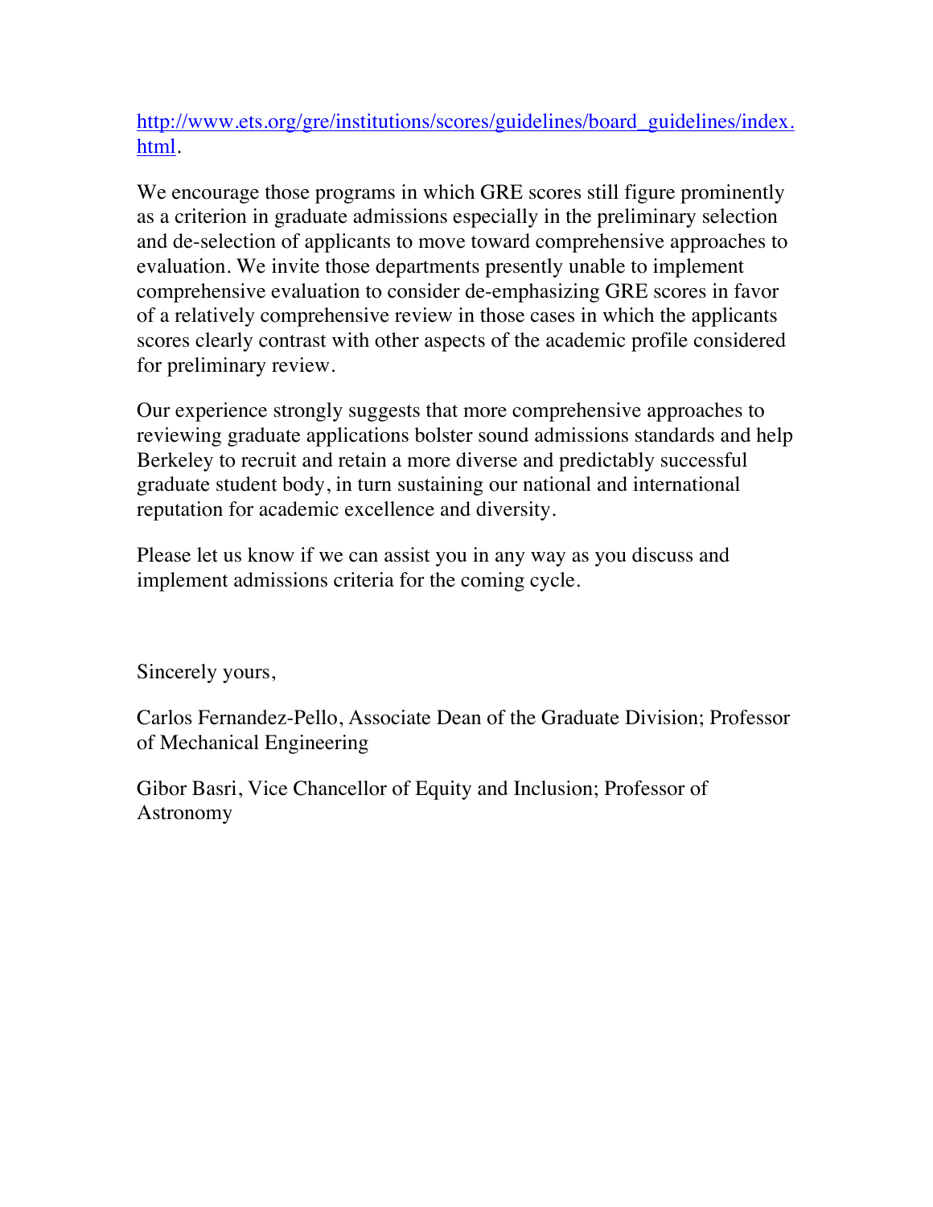http://www.ets.org/gre/institutions/scores/guidelines/board_guidelines/index.html.

We encourage those programs in which GRE scores still figure prominently as a criterion in graduate admissions especially in the preliminary selection and de-selection of applicants to move toward comprehensive approaches to evaluation. We invite those departments presently unable to implement comprehensive evaluation to consider de-emphasizing GRE scores in favor of a relatively comprehensive review in those cases in which the applicants scores clearly contrast with other aspects of the academic profile considered for preliminary review.

Our experience strongly suggests that more comprehensive approaches to reviewing graduate applications bolster sound admissions standards and help Berkeley to recruit and retain a more diverse and predictably successful graduate student body, in turn sustaining our national and international reputation for academic excellence and diversity.

Please let us know if we can assist you in any way as you discuss and implement admissions criteria for the coming cycle.

Sincerely yours,

Carlos Fernandez-Pello, Associate Dean of the Graduate Division; Professor of Mechanical Engineering

Gibor Basri, Vice Chancellor of Equity and Inclusion; Professor of Astronomy